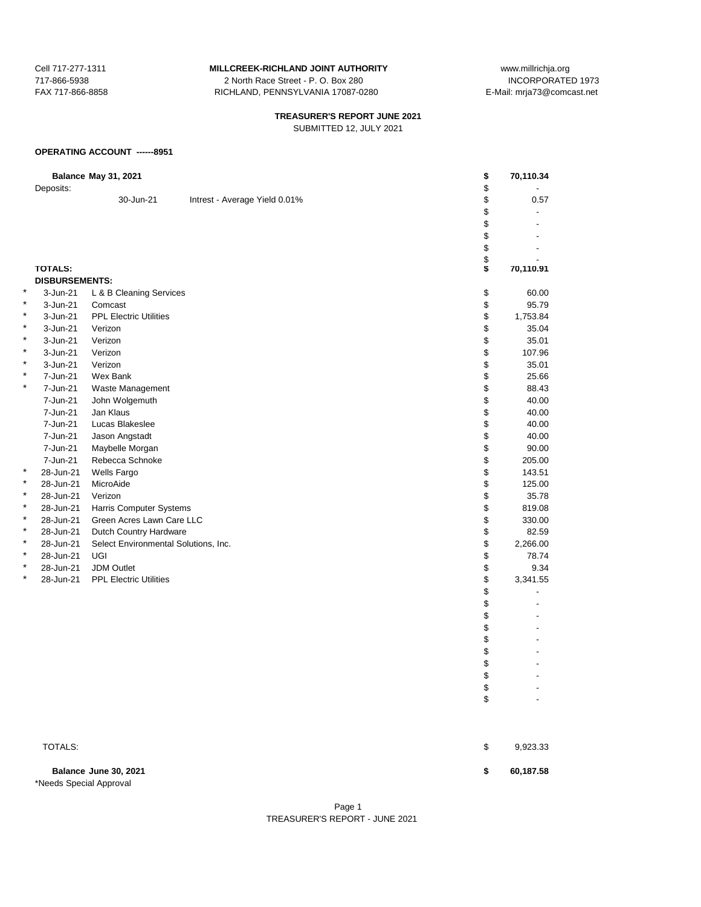Cell 717-277-1311
717-866-5938
FAX 717-866-8858

**MILLCREEK-RICHLAND JOINT AUTHORITY**
2 North Race Street - P. O. Box 280
RICHLAND, PENNSYLVANIA 17087-0280

www.millrichja.org
INCORPORATED 1973
E-Mail: mrja73@comcast.net

**TREASURER'S REPORT JUNE 2021**
SUBMITTED 12, JULY 2021

**OPERATING ACCOUNT ------8951**

| | | | | |
|---|---|---|---|---|
| | **Balance May 31, 2021** | | **$** | **70,110.34** |
| | Deposits: | | $ | - |
| | 30-Jun-21 | Intrest - Average Yield 0.01% | $ | 0.57 |
| | | | $ | - |
| | | | $ | - |
| | | | $ | - |
| | | | $ | - |
| | | | $ | - |
| | **TOTALS:** | | **$** | **70,110.91** |
| | **DISBURSEMENTS:** | | | |
| * | 3-Jun-21 | L & B Cleaning Services | $ | 60.00 |
| * | 3-Jun-21 | Comcast | $ | 95.79 |
| * | 3-Jun-21 | PPL Electric Utilities | $ | 1,753.84 |
| * | 3-Jun-21 | Verizon | $ | 35.04 |
| * | 3-Jun-21 | Verizon | $ | 35.01 |
| * | 3-Jun-21 | Verizon | $ | 107.96 |
| * | 3-Jun-21 | Verizon | $ | 35.01 |
| * | 7-Jun-21 | Wex Bank | $ | 25.66 |
| * | 7-Jun-21 | Waste Management | $ | 88.43 |
| | 7-Jun-21 | John Wolgemuth | $ | 40.00 |
| | 7-Jun-21 | Jan Klaus | $ | 40.00 |
| | 7-Jun-21 | Lucas Blakeslee | $ | 40.00 |
| | 7-Jun-21 | Jason Angstadt | $ | 40.00 |
| | 7-Jun-21 | Maybelle Morgan | $ | 90.00 |
| | 7-Jun-21 | Rebecca Schnoke | $ | 205.00 |
| * | 28-Jun-21 | Wells Fargo | $ | 143.51 |
| * | 28-Jun-21 | MicroAide | $ | 125.00 |
| * | 28-Jun-21 | Verizon | $ | 35.78 |
| * | 28-Jun-21 | Harris Computer Systems | $ | 819.08 |
| * | 28-Jun-21 | Green Acres Lawn Care LLC | $ | 330.00 |
| * | 28-Jun-21 | Dutch Country Hardware | $ | 82.59 |
| * | 28-Jun-21 | Select Environmental Solutions, Inc. | $ | 2,266.00 |
| * | 28-Jun-21 | UGI | $ | 78.74 |
| * | 28-Jun-21 | JDM Outlet | $ | 9.34 |
| * | 28-Jun-21 | PPL Electric Utilities | $ | 3,341.55 |
| | | | $ | - |
| | | | $ | - |
| | | | $ | - |
| | | | $ | - |
| | | | $ | - |
| | | | $ | - |
| | | | $ | - |
| | | | $ | - |
| | | | $ | - |
| | | | $ | - |
| | TOTALS: | | $ | 9,923.33 |
| | **Balance June 30, 2021** | | **$** | **60,187.58** |

*Needs Special Approval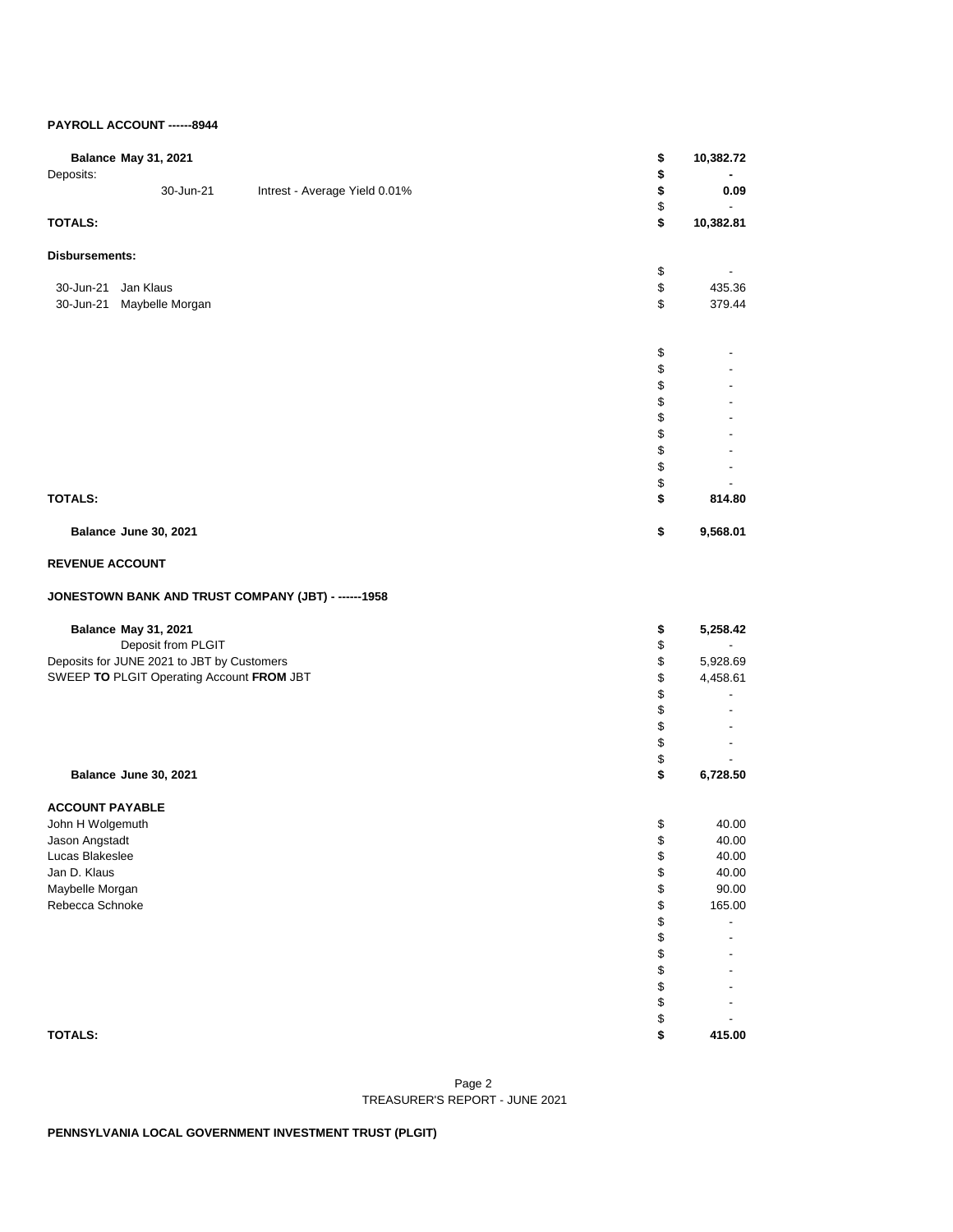**PAYROLL ACCOUNT ------8944**

| | | | |
|---|---|---|---|
| **Balance May 31, 2021** | | **$** | **10,382.72** |
| Deposits: | | **$** | **-** |
| 30-Jun-21 | Intrest - Average Yield 0.01% | **$** | **0.09** |
| | | $ | - |
| **TOTALS:** | | **$** | **10,382.81** |

**Disbursements:**

| | | | |
|---|---|---|---|
| | | $ | - |
| 30-Jun-21 | Jan Klaus | $ | 435.36 |
| 30-Jun-21 | Maybelle Morgan | $ | 379.44 |
| | | $ | - |
| | | $ | - |
| | | $ | - |
| | | $ | - |
| | | $ | - |
| | | $ | - |
| | | $ | - |
| | | $ | - |
| | | $ | - |
| **TOTALS:** | | **$** | **814.80** |
| **Balance June 30, 2021** | | **$** | **9,568.01** |

**REVENUE ACCOUNT**

**JONESTOWN BANK AND TRUST COMPANY (JBT) - ------1958**

| | | |
|---|---|---|
| **Balance May 31, 2021** | **$** | **5,258.42** |
| Deposit from PLGIT | $ | - |
| Deposits for JUNE 2021 to JBT by Customers | $ | 5,928.69 |
| SWEEP **TO** PLGIT Operating Account **FROM** JBT | $ | 4,458.61 |
| | $ | - |
| | $ | - |
| | $ | - |
| | $ | - |
| | $ | - |
| **Balance June 30, 2021** | **$** | **6,728.50** |

**ACCOUNT PAYABLE**

| | | |
|---|---|---|
| John H Wolgemuth | $ | 40.00 |
| Jason Angstadt | $ | 40.00 |
| Lucas Blakeslee | $ | 40.00 |
| Jan D. Klaus | $ | 40.00 |
| Maybelle Morgan | $ | 90.00 |
| Rebecca Schnoke | $ | 165.00 |
| | $ | - |
| | $ | - |
| | $ | - |
| | $ | - |
| | $ | - |
| | $ | - |
| | $ | - |
| **TOTALS:** | **$** | **415.00** |

TREASURER'S REPORT - JUNE 2021

**PENNSYLVANIA LOCAL GOVERNMENT INVESTMENT TRUST (PLGIT)**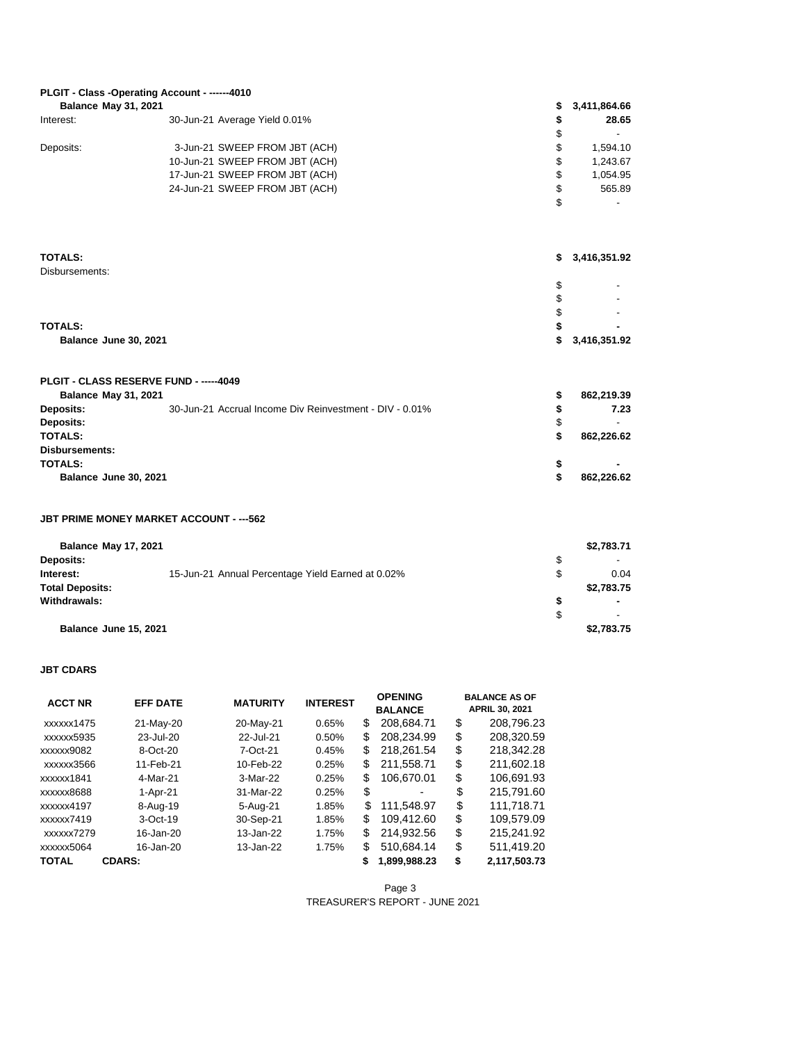**PLGIT - Class -Operating Account - ------4010**

| | | | |
|---|---|---|---|
| **Balance May 31, 2021** | | $ | 3,411,864.66 |
| Interest: | 30-Jun-21 Average Yield 0.01% | $ | 28.65 |
| | | $ | - |
| Deposits: | 3-Jun-21 SWEEP FROM JBT (ACH) | $ | 1,594.10 |
| | 10-Jun-21 SWEEP FROM JBT (ACH) | $ | 1,243.67 |
| | 17-Jun-21 SWEEP FROM JBT (ACH) | $ | 1,054.95 |
| | 24-Jun-21 SWEEP FROM JBT (ACH) | $ | 565.89 |
| | | $ | - |
| **TOTALS:** | | **$** | **3,416,351.92** |
| Disbursements: | | | |
| | | $ | - |
| | | $ | - |
| | | $ | - |
| **TOTALS:** | | **$** | **-** |
| **Balance June 30, 2021** | | **$** | **3,416,351.92** |

**PLGIT - CLASS RESERVE FUND - -----4049**

| | | | |
|---|---|---|---|
| **Balance May 31, 2021** | | **$** | **862,219.39** |
| **Deposits:** | 30-Jun-21 Accrual Income Div Reinvestment - DIV - 0.01% | **$** | **7.23** |
| **Deposits:** | | $ | - |
| **TOTALS:** | | **$** | **862,226.62** |
| **Disbursements:** | | | |
| **TOTALS:** | | **$** | **-** |
| **Balance June 30, 2021** | | **$** | **862,226.62** |

**JBT PRIME MONEY MARKET ACCOUNT - ---562**

| | | | |
|---|---|---|---|
| **Balance May 17, 2021** | | | **$2,783.71** |
| **Deposits:** | | $ | - |
| **Interest:** | 15-Jun-21 Annual Percentage Yield Earned at 0.02% | $ | 0.04 |
| **Total Deposits:** | | | **$2,783.75** |
| **Withdrawals:** | | **$** | **-** |
| | | $ | - |
| **Balance June 15, 2021** | | | **$2,783.75** |

**JBT CDARS**

| ACCT NR | EFF DATE | MATURITY | INTEREST | OPENING BALANCE | BALANCE AS OF APRIL 30, 2021 |
|---|---|---|---|---|---|
| xxxxxx1475 | 21-May-20 | 20-May-21 | 0.65% | $ 208,684.71 | $ 208,796.23 |
| xxxxxx5935 | 23-Jul-20 | 22-Jul-21 | 0.50% | $ 208,234.99 | $ 208,320.59 |
| xxxxxx9082 | 8-Oct-20 | 7-Oct-21 | 0.45% | $ 218,261.54 | $ 218,342.28 |
| xxxxxx3566 | 11-Feb-21 | 10-Feb-22 | 0.25% | $ 211,558.71 | $ 211,602.18 |
| xxxxxx1841 | 4-Mar-21 | 3-Mar-22 | 0.25% | $ 106,670.01 | $ 106,691.93 |
| xxxxxx8688 | 1-Apr-21 | 31-Mar-22 | 0.25% | $ - | $ 215,791.60 |
| xxxxxx4197 | 8-Aug-19 | 5-Aug-21 | 1.85% | $ 111,548.97 | $ 111,718.71 |
| xxxxxx7419 | 3-Oct-19 | 30-Sep-21 | 1.85% | $ 109,412.60 | $ 109,579.09 |
| xxxxxx7279 | 16-Jan-20 | 13-Jan-22 | 1.75% | $ 214,932.56 | $ 215,241.92 |
| xxxxxx5064 | 16-Jan-20 | 13-Jan-22 | 1.75% | $ 510,684.14 | $ 511,419.20 |
| **TOTAL** | **CDARS:** | | | **$ 1,899,988.23** | **$ 2,117,503.73** |

TREASURER'S REPORT - JUNE 2021